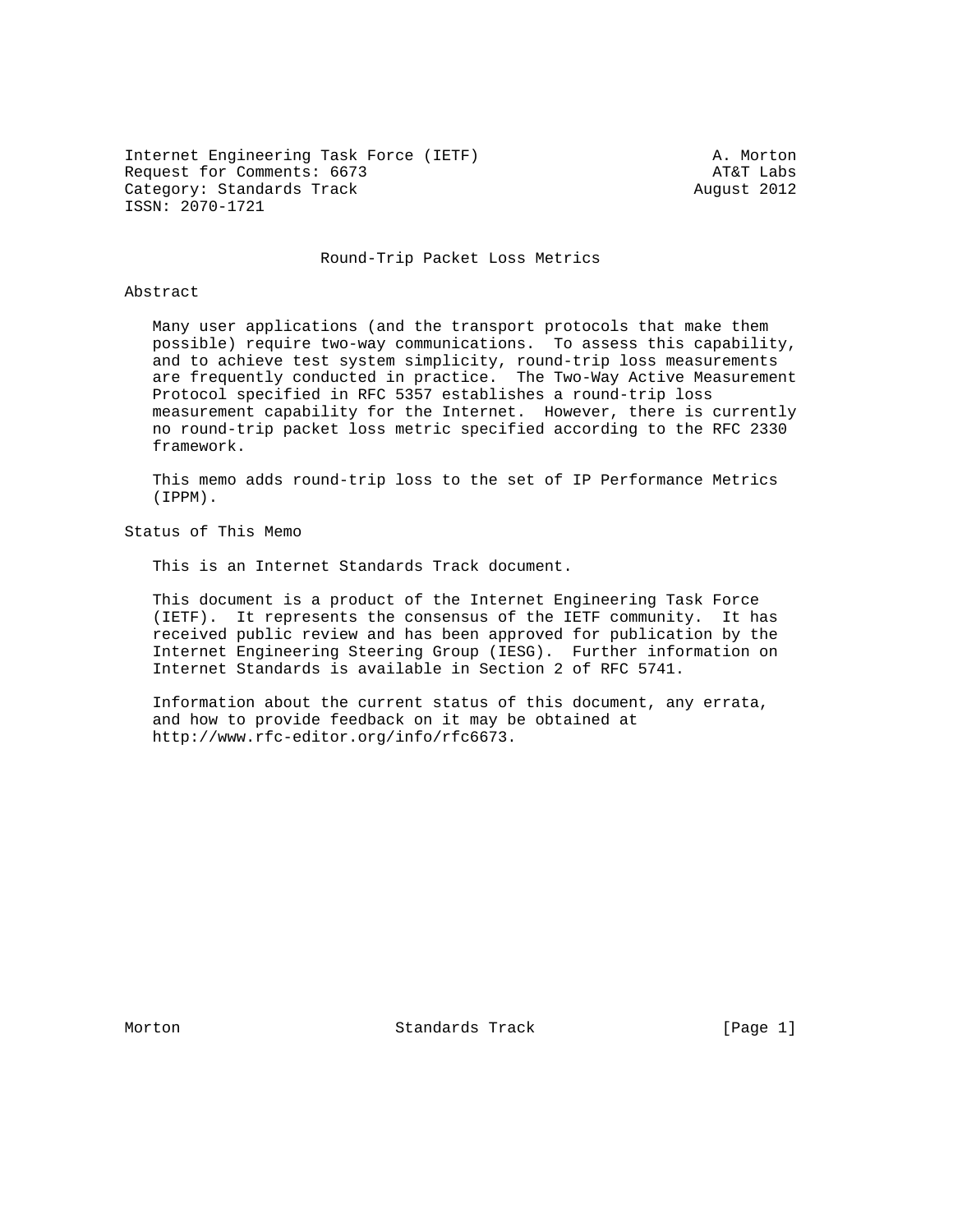Internet Engineering Task Force (IETF) A. Morton
Request for Comments: 6673 AT&T Labs
Category: Standards Track August 2012
ISSN: 2070-1721

# Round-Trip Packet Loss Metrics

## Abstract

Many user applications (and the transport protocols that make them possible) require two-way communications. To assess this capability, and to achieve test system simplicity, round-trip loss measurements are frequently conducted in practice. The Two-Way Active Measurement Protocol specified in RFC 5357 establishes a round-trip loss measurement capability for the Internet. However, there is currently no round-trip packet loss metric specified according to the RFC 2330 framework.

This memo adds round-trip loss to the set of IP Performance Metrics (IPPM).

## Status of This Memo

This is an Internet Standards Track document.

This document is a product of the Internet Engineering Task Force (IETF). It represents the consensus of the IETF community. It has received public review and has been approved for publication by the Internet Engineering Steering Group (IESG). Further information on Internet Standards is available in Section 2 of RFC 5741.

Information about the current status of this document, any errata, and how to provide feedback on it may be obtained at http://www.rfc-editor.org/info/rfc6673.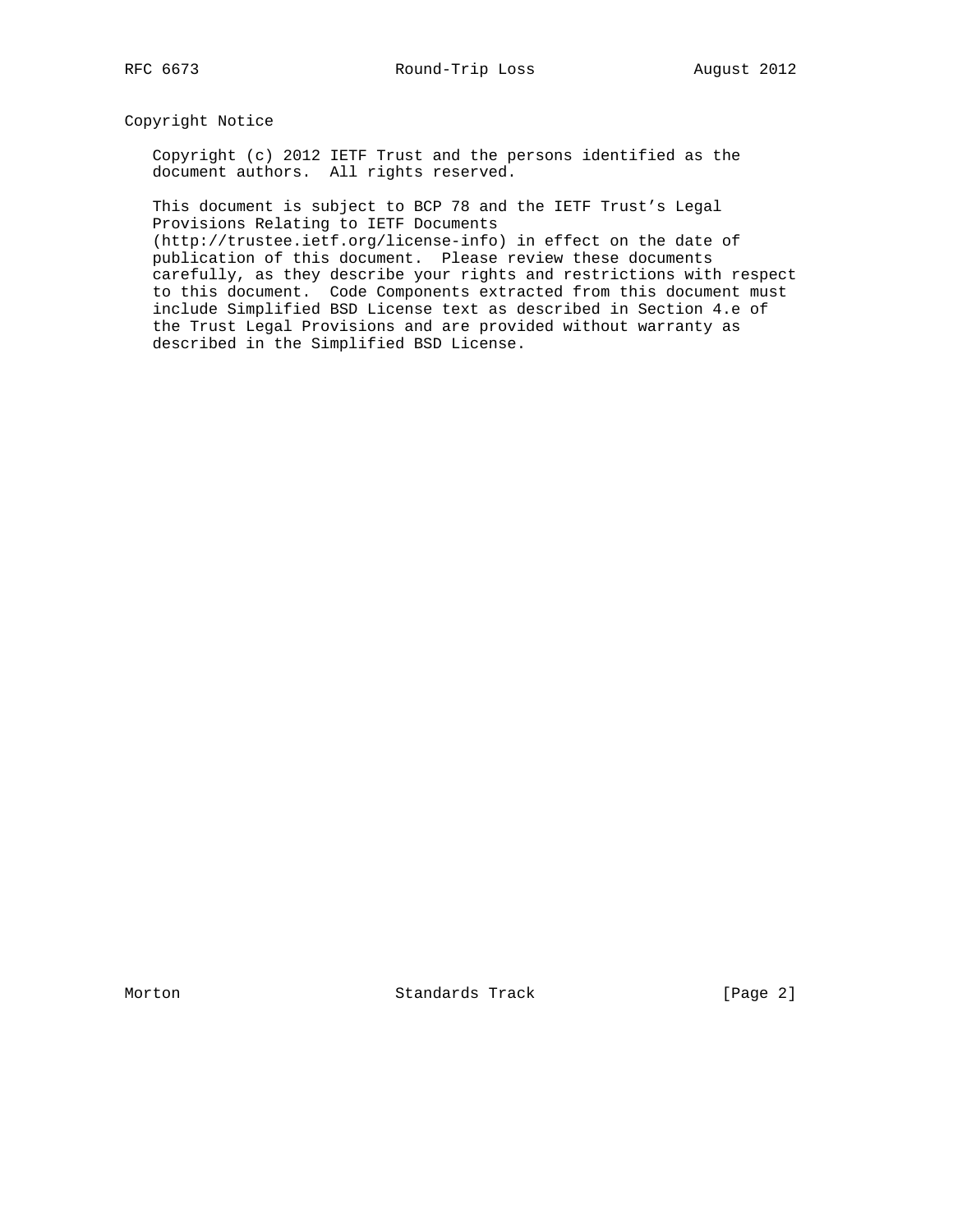## Copyright Notice

Copyright (c) 2012 IETF Trust and the persons identified as the document authors. All rights reserved.

This document is subject to BCP 78 and the IETF Trust's Legal Provisions Relating to IETF Documents (http://trustee.ietf.org/license-info) in effect on the date of publication of this document. Please review these documents carefully, as they describe your rights and restrictions with respect to this document. Code Components extracted from this document must include Simplified BSD License text as described in Section 4.e of the Trust Legal Provisions and are provided without warranty as described in the Simplified BSD License.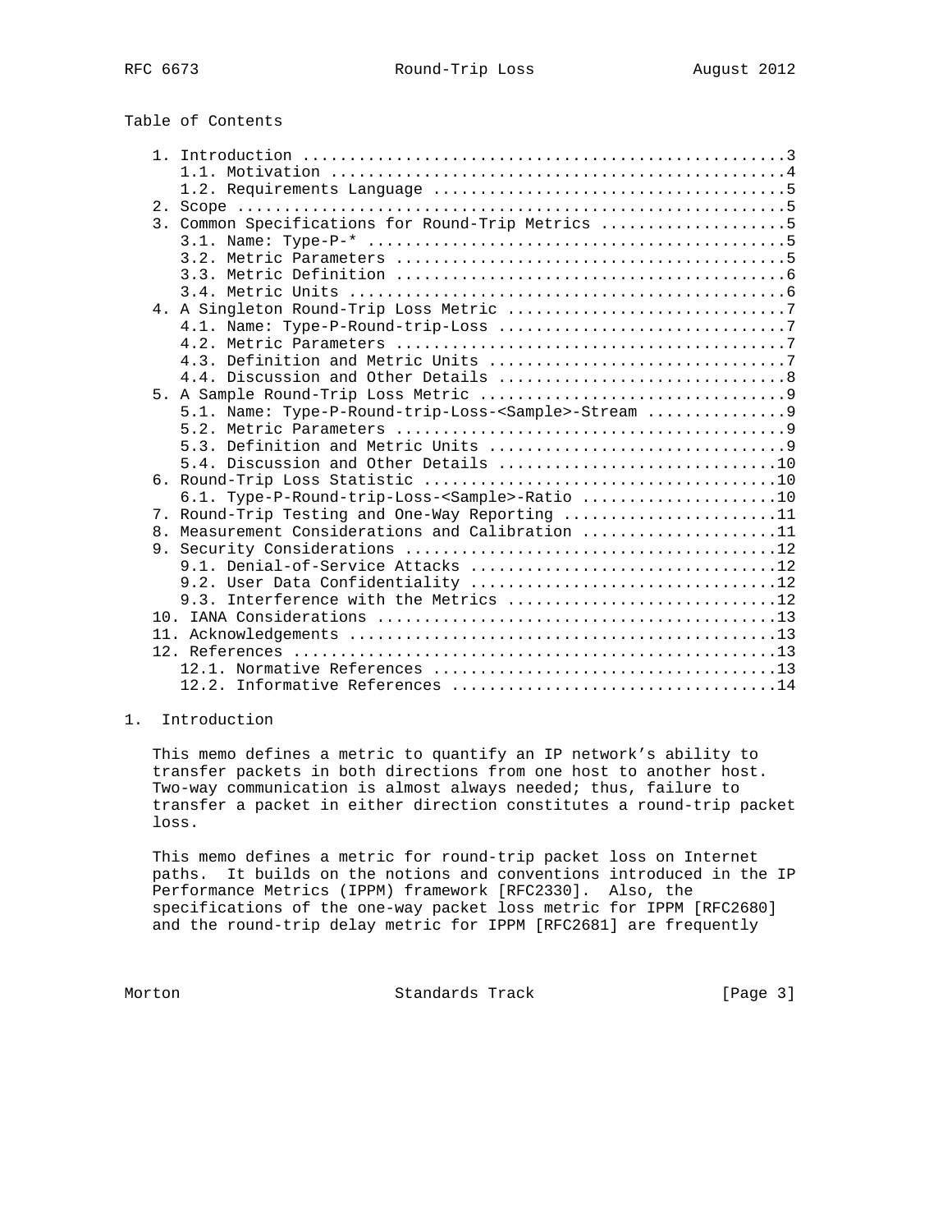Table of Contents

```
   1. Introduction ....................................................3
      1.1. Motivation .................................................4
      1.2. Requirements Language ......................................5
   2. Scope ...........................................................5
   3. Common Specifications for Round-Trip Metrics ....................5
      3.1. Name: Type-P-* .............................................5
      3.2. Metric Parameters ..........................................5
      3.3. Metric Definition ..........................................6
      3.4. Metric Units ...............................................6
   4. A Singleton Round-Trip Loss Metric ..............................7
      4.1. Name: Type-P-Round-trip-Loss ...............................7
      4.2. Metric Parameters ..........................................7
      4.3. Definition and Metric Units ................................7
      4.4. Discussion and Other Details ...............................8
   5. A Sample Round-Trip Loss Metric .................................9
      5.1. Name: Type-P-Round-trip-Loss-<Sample>-Stream ...............9
      5.2. Metric Parameters ..........................................9
      5.3. Definition and Metric Units ................................9
      5.4. Discussion and Other Details ..............................10
   6. Round-Trip Loss Statistic ......................................10
      6.1. Type-P-Round-trip-Loss-<Sample>-Ratio .....................10
   7. Round-Trip Testing and One-Way Reporting .......................11
   8. Measurement Considerations and Calibration .....................11
   9. Security Considerations ........................................12
      9.1. Denial-of-Service Attacks .................................12
      9.2. User Data Confidentiality .................................12
      9.3. Interference with the Metrics .............................12
   10. IANA Considerations ...........................................13
   11. Acknowledgements ..............................................13
   12. References ....................................................13
      12.1. Normative References .....................................13
      12.2. Informative References ...................................14
```

# 1. Introduction

This memo defines a metric to quantify an IP network's ability to transfer packets in both directions from one host to another host. Two-way communication is almost always needed; thus, failure to transfer a packet in either direction constitutes a round-trip packet loss.

This memo defines a metric for round-trip packet loss on Internet paths. It builds on the notions and conventions introduced in the IP Performance Metrics (IPPM) framework [RFC2330]. Also, the specifications of the one-way packet loss metric for IPPM [RFC2680] and the round-trip delay metric for IPPM [RFC2681] are frequently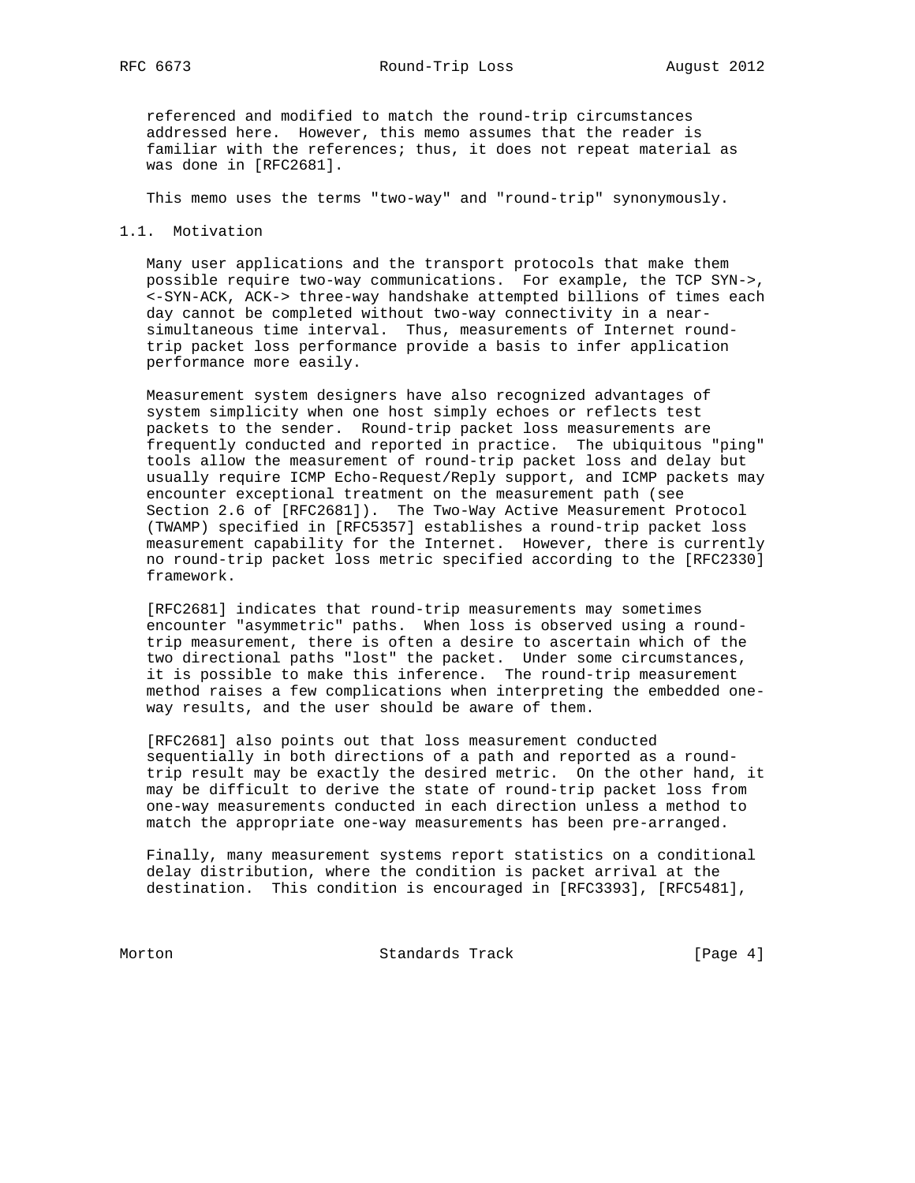referenced and modified to match the round-trip circumstances addressed here. However, this memo assumes that the reader is familiar with the references; thus, it does not repeat material as was done in [RFC2681].

This memo uses the terms "two-way" and "round-trip" synonymously.

## 1.1. Motivation

Many user applications and the transport protocols that make them possible require two-way communications. For example, the TCP SYN->, <-SYN-ACK, ACK-> three-way handshake attempted billions of times each day cannot be completed without two-way connectivity in a near-simultaneous time interval. Thus, measurements of Internet round-trip packet loss performance provide a basis to infer application performance more easily.

Measurement system designers have also recognized advantages of system simplicity when one host simply echoes or reflects test packets to the sender. Round-trip packet loss measurements are frequently conducted and reported in practice. The ubiquitous "ping" tools allow the measurement of round-trip packet loss and delay but usually require ICMP Echo-Request/Reply support, and ICMP packets may encounter exceptional treatment on the measurement path (see Section 2.6 of [RFC2681]). The Two-Way Active Measurement Protocol (TWAMP) specified in [RFC5357] establishes a round-trip packet loss measurement capability for the Internet. However, there is currently no round-trip packet loss metric specified according to the [RFC2330] framework.

[RFC2681] indicates that round-trip measurements may sometimes encounter "asymmetric" paths. When loss is observed using a round-trip measurement, there is often a desire to ascertain which of the two directional paths "lost" the packet. Under some circumstances, it is possible to make this inference. The round-trip measurement method raises a few complications when interpreting the embedded one-way results, and the user should be aware of them.

[RFC2681] also points out that loss measurement conducted sequentially in both directions of a path and reported as a round-trip result may be exactly the desired metric. On the other hand, it may be difficult to derive the state of round-trip packet loss from one-way measurements conducted in each direction unless a method to match the appropriate one-way measurements has been pre-arranged.

Finally, many measurement systems report statistics on a conditional delay distribution, where the condition is packet arrival at the destination. This condition is encouraged in [RFC3393], [RFC5481],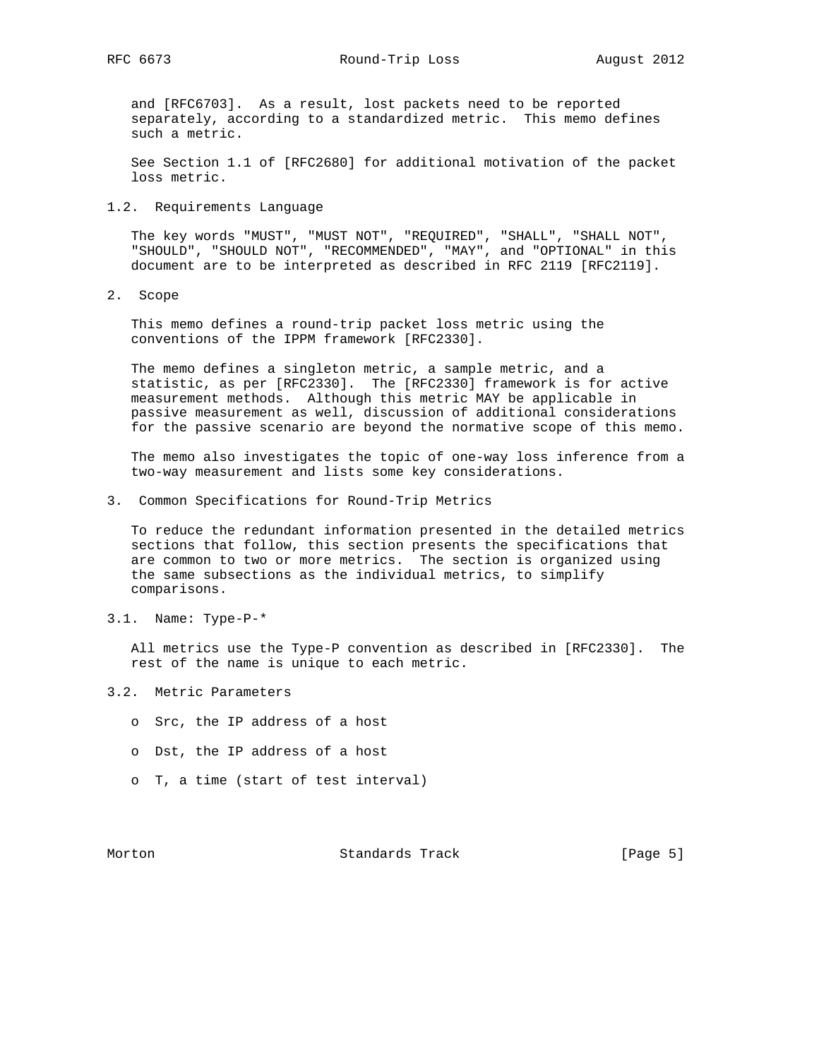and [RFC6703]. As a result, lost packets need to be reported separately, according to a standardized metric. This memo defines such a metric.

See Section 1.1 of [RFC2680] for additional motivation of the packet loss metric.

### 1.2. Requirements Language

The key words "MUST", "MUST NOT", "REQUIRED", "SHALL", "SHALL NOT", "SHOULD", "SHOULD NOT", "RECOMMENDED", "MAY", and "OPTIONAL" in this document are to be interpreted as described in RFC 2119 [RFC2119].

## 2. Scope

This memo defines a round-trip packet loss metric using the conventions of the IPPM framework [RFC2330].

The memo defines a singleton metric, a sample metric, and a statistic, as per [RFC2330]. The [RFC2330] framework is for active measurement methods. Although this metric MAY be applicable in passive measurement as well, discussion of additional considerations for the passive scenario are beyond the normative scope of this memo.

The memo also investigates the topic of one-way loss inference from a two-way measurement and lists some key considerations.

## 3. Common Specifications for Round-Trip Metrics

To reduce the redundant information presented in the detailed metrics sections that follow, this section presents the specifications that are common to two or more metrics. The section is organized using the same subsections as the individual metrics, to simplify comparisons.

### 3.1. Name: Type-P-*

All metrics use the Type-P convention as described in [RFC2330]. The rest of the name is unique to each metric.

### 3.2. Metric Parameters

- Src, the IP address of a host
- Dst, the IP address of a host
- T, a time (start of test interval)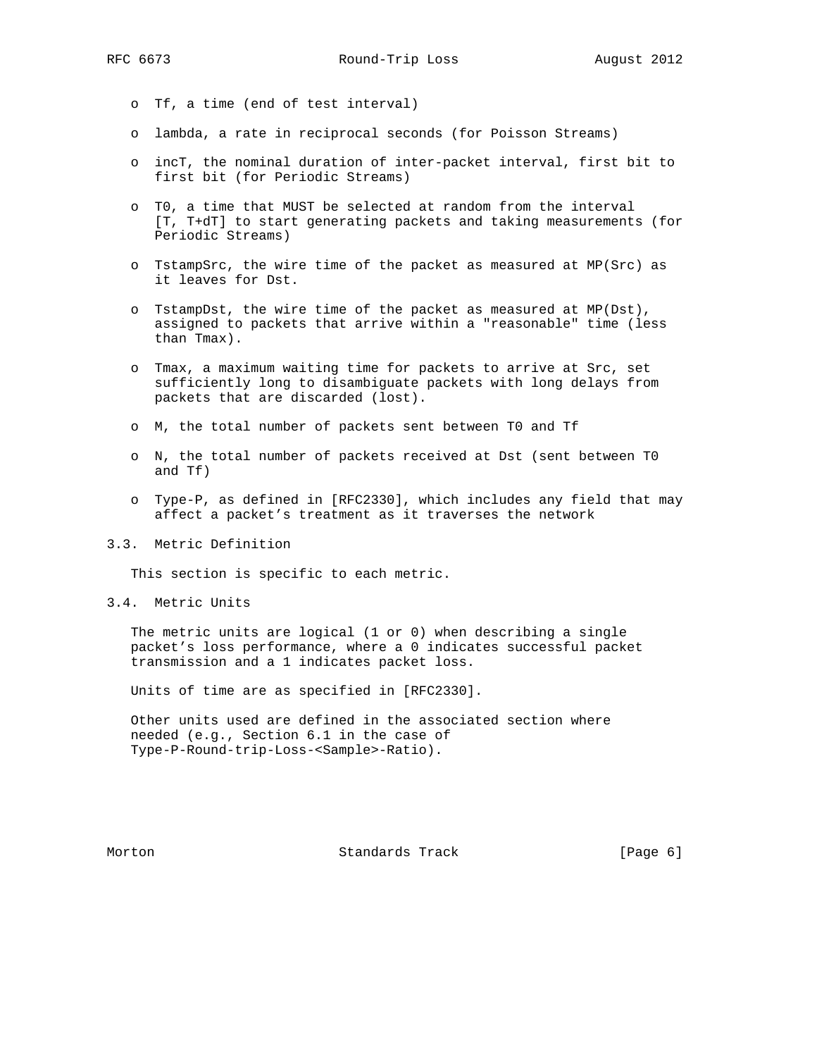- Tf, a time (end of test interval)

- lambda, a rate in reciprocal seconds (for Poisson Streams)

- incT, the nominal duration of inter-packet interval, first bit to first bit (for Periodic Streams)

- T0, a time that MUST be selected at random from the interval [T, T+dT] to start generating packets and taking measurements (for Periodic Streams)

- TstampSrc, the wire time of the packet as measured at MP(Src) as it leaves for Dst.

- TstampDst, the wire time of the packet as measured at MP(Dst), assigned to packets that arrive within a "reasonable" time (less than Tmax).

- Tmax, a maximum waiting time for packets to arrive at Src, set sufficiently long to disambiguate packets with long delays from packets that are discarded (lost).

- M, the total number of packets sent between T0 and Tf

- N, the total number of packets received at Dst (sent between T0 and Tf)

- Type-P, as defined in [RFC2330], which includes any field that may affect a packet's treatment as it traverses the network

## 3.3. Metric Definition

This section is specific to each metric.

## 3.4. Metric Units

The metric units are logical (1 or 0) when describing a single packet's loss performance, where a 0 indicates successful packet transmission and a 1 indicates packet loss.

Units of time are as specified in [RFC2330].

Other units used are defined in the associated section where needed (e.g., Section 6.1 in the case of Type-P-Round-trip-Loss-<Sample>-Ratio).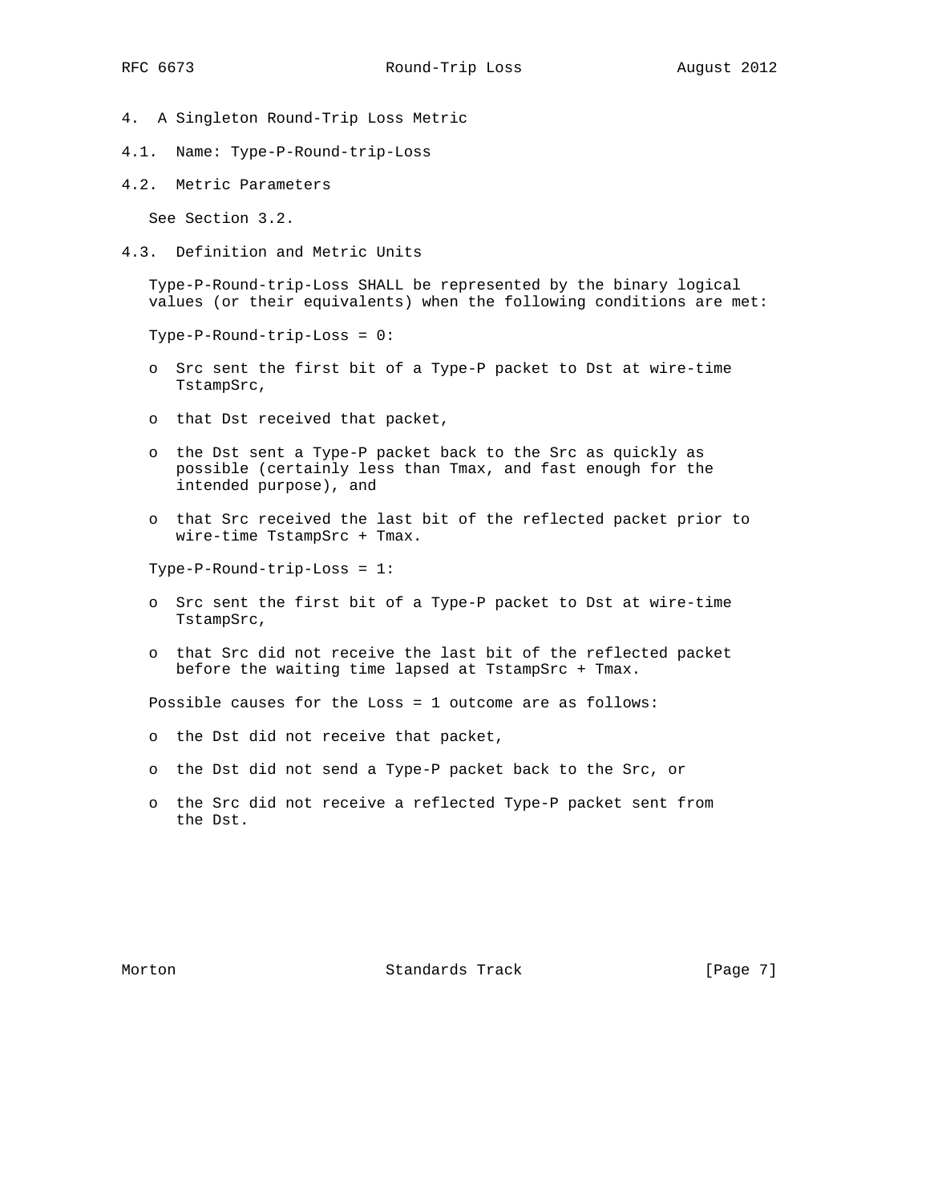# 4. A Singleton Round-Trip Loss Metric

## 4.1. Name: Type-P-Round-trip-Loss

## 4.2. Metric Parameters

See Section 3.2.

## 4.3. Definition and Metric Units

Type-P-Round-trip-Loss SHALL be represented by the binary logical values (or their equivalents) when the following conditions are met:

Type-P-Round-trip-Loss = 0:

- Src sent the first bit of a Type-P packet to Dst at wire-time TstampSrc,
- that Dst received that packet,
- the Dst sent a Type-P packet back to the Src as quickly as possible (certainly less than Tmax, and fast enough for the intended purpose), and
- that Src received the last bit of the reflected packet prior to wire-time TstampSrc + Tmax.

Type-P-Round-trip-Loss = 1:

- Src sent the first bit of a Type-P packet to Dst at wire-time TstampSrc,
- that Src did not receive the last bit of the reflected packet before the waiting time lapsed at TstampSrc + Tmax.

Possible causes for the Loss = 1 outcome are as follows:

- the Dst did not receive that packet,
- the Dst did not send a Type-P packet back to the Src, or
- the Src did not receive a reflected Type-P packet sent from the Dst.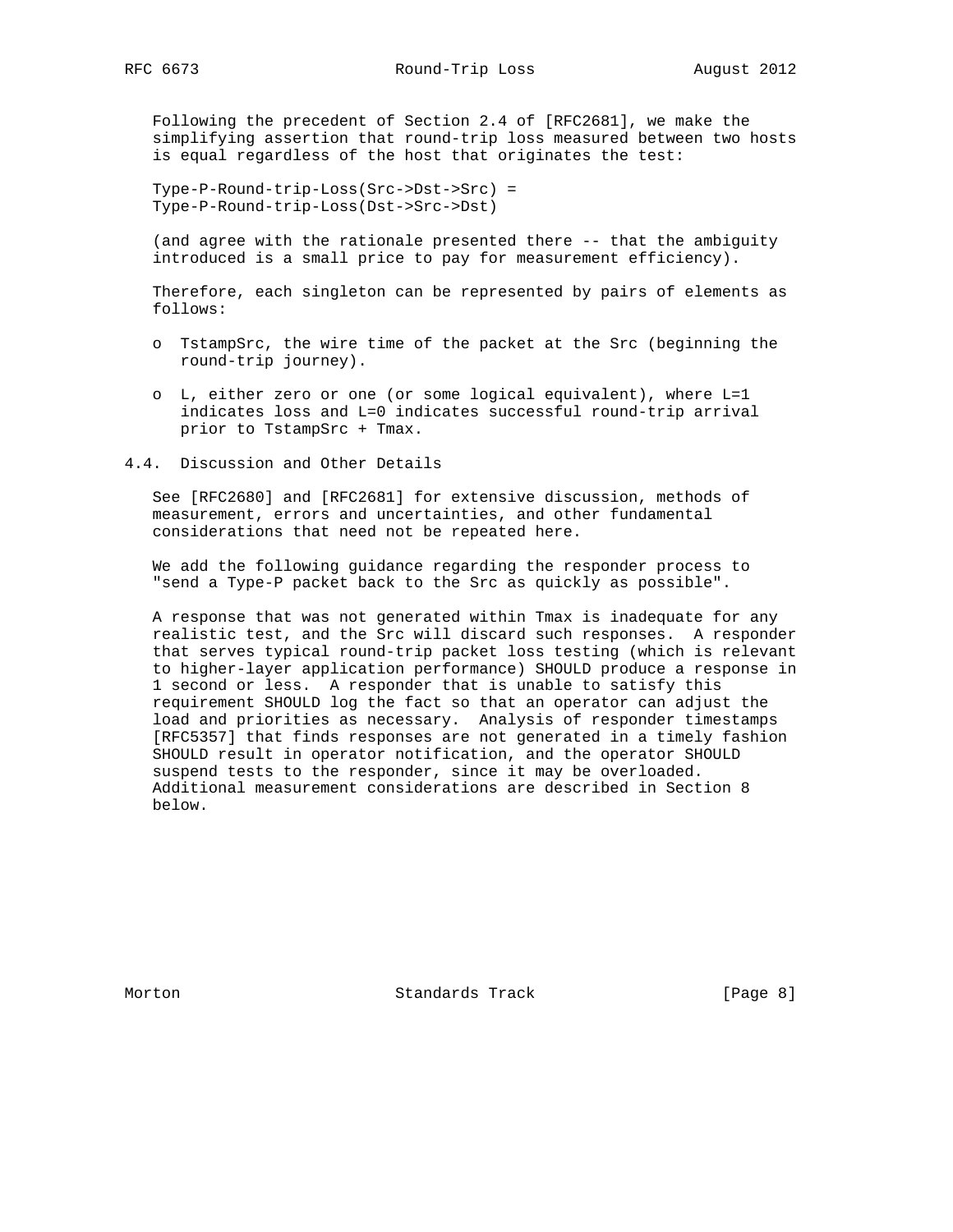Following the precedent of Section 2.4 of [RFC2681], we make the simplifying assertion that round-trip loss measured between two hosts is equal regardless of the host that originates the test:

```
Type-P-Round-trip-Loss(Src->Dst->Src) =
Type-P-Round-trip-Loss(Dst->Src->Dst)
```

(and agree with the rationale presented there -- that the ambiguity introduced is a small price to pay for measurement efficiency).

Therefore, each singleton can be represented by pairs of elements as follows:

- TstampSrc, the wire time of the packet at the Src (beginning the round-trip journey).
- L, either zero or one (or some logical equivalent), where L=1 indicates loss and L=0 indicates successful round-trip arrival prior to TstampSrc + Tmax.

## 4.4. Discussion and Other Details

See [RFC2680] and [RFC2681] for extensive discussion, methods of measurement, errors and uncertainties, and other fundamental considerations that need not be repeated here.

We add the following guidance regarding the responder process to "send a Type-P packet back to the Src as quickly as possible".

A response that was not generated within Tmax is inadequate for any realistic test, and the Src will discard such responses. A responder that serves typical round-trip packet loss testing (which is relevant to higher-layer application performance) SHOULD produce a response in 1 second or less. A responder that is unable to satisfy this requirement SHOULD log the fact so that an operator can adjust the load and priorities as necessary. Analysis of responder timestamps [RFC5357] that finds responses are not generated in a timely fashion SHOULD result in operator notification, and the operator SHOULD suspend tests to the responder, since it may be overloaded. Additional measurement considerations are described in Section 8 below.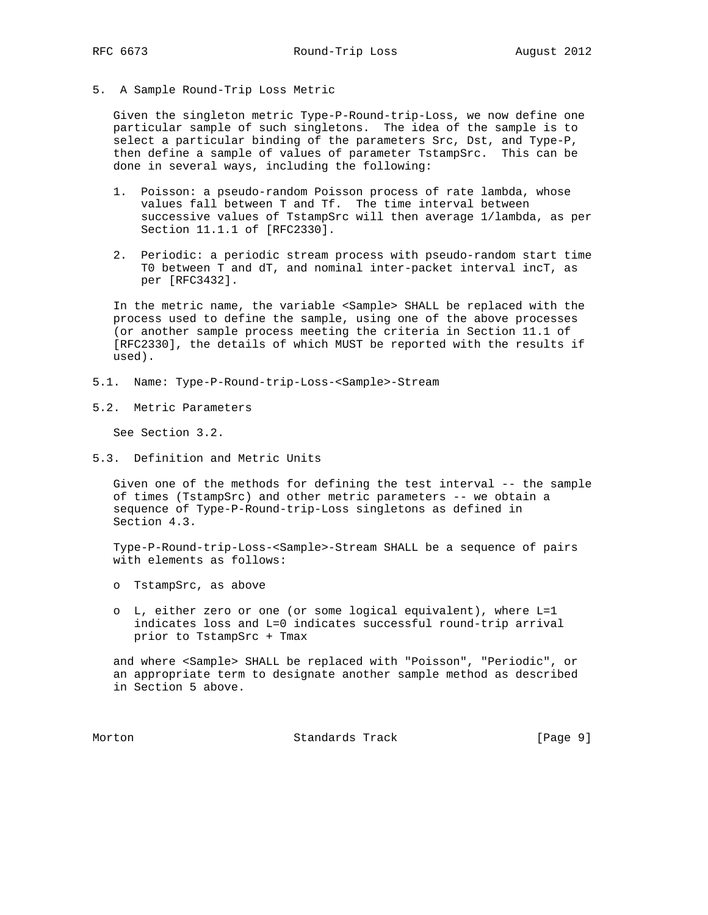## 5. A Sample Round-Trip Loss Metric

Given the singleton metric Type-P-Round-trip-Loss, we now define one particular sample of such singletons. The idea of the sample is to select a particular binding of the parameters Src, Dst, and Type-P, then define a sample of values of parameter TstampSrc. This can be done in several ways, including the following:

1. Poisson: a pseudo-random Poisson process of rate lambda, whose values fall between T and Tf. The time interval between successive values of TstampSrc will then average 1/lambda, as per Section 11.1.1 of [RFC2330].

2. Periodic: a periodic stream process with pseudo-random start time T0 between T and dT, and nominal inter-packet interval incT, as per [RFC3432].

In the metric name, the variable <Sample> SHALL be replaced with the process used to define the sample, using one of the above processes (or another sample process meeting the criteria in Section 11.1 of [RFC2330], the details of which MUST be reported with the results if used).

### 5.1. Name: Type-P-Round-trip-Loss-<Sample>-Stream

### 5.2. Metric Parameters

See Section 3.2.

### 5.3. Definition and Metric Units

Given one of the methods for defining the test interval -- the sample of times (TstampSrc) and other metric parameters -- we obtain a sequence of Type-P-Round-trip-Loss singletons as defined in Section 4.3.

Type-P-Round-trip-Loss-<Sample>-Stream SHALL be a sequence of pairs with elements as follows:

- TstampSrc, as above
- L, either zero or one (or some logical equivalent), where L=1 indicates loss and L=0 indicates successful round-trip arrival prior to TstampSrc + Tmax

and where <Sample> SHALL be replaced with "Poisson", "Periodic", or an appropriate term to designate another sample method as described in Section 5 above.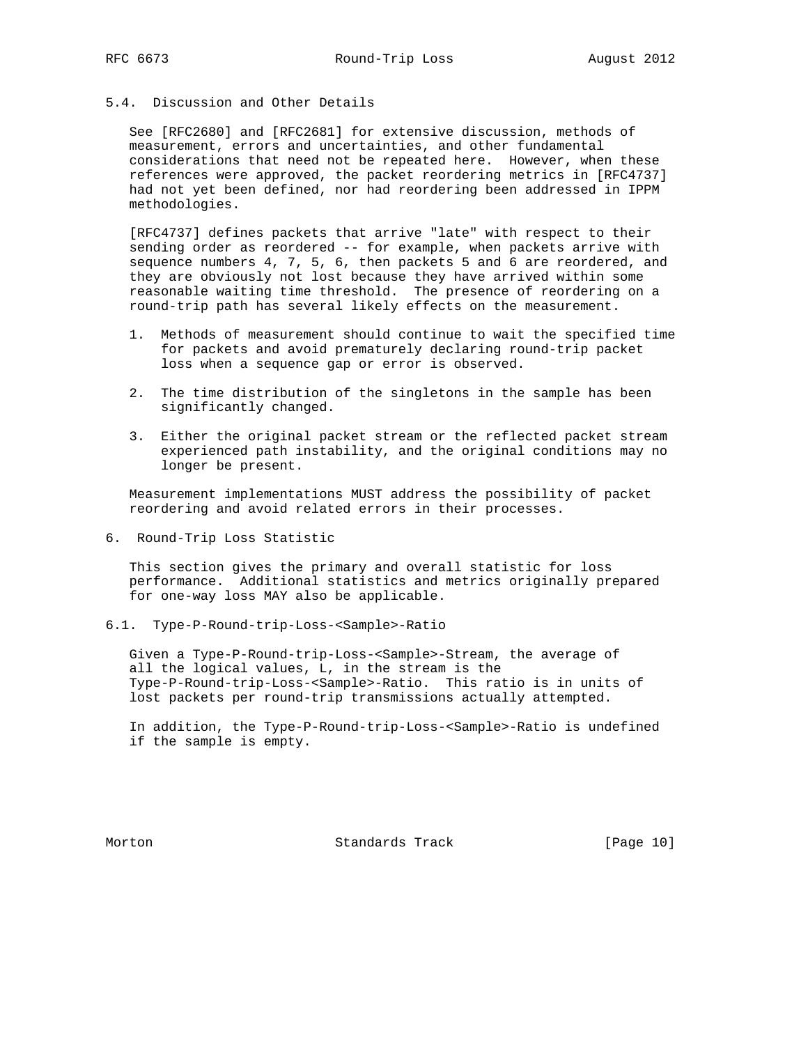### 5.4. Discussion and Other Details

See [RFC2680] and [RFC2681] for extensive discussion, methods of measurement, errors and uncertainties, and other fundamental considerations that need not be repeated here. However, when these references were approved, the packet reordering metrics in [RFC4737] had not yet been defined, nor had reordering been addressed in IPPM methodologies.

[RFC4737] defines packets that arrive "late" with respect to their sending order as reordered -- for example, when packets arrive with sequence numbers 4, 7, 5, 6, then packets 5 and 6 are reordered, and they are obviously not lost because they have arrived within some reasonable waiting time threshold. The presence of reordering on a round-trip path has several likely effects on the measurement.

1. Methods of measurement should continue to wait the specified time for packets and avoid prematurely declaring round-trip packet loss when a sequence gap or error is observed.

2. The time distribution of the singletons in the sample has been significantly changed.

3. Either the original packet stream or the reflected packet stream experienced path instability, and the original conditions may no longer be present.

Measurement implementations MUST address the possibility of packet reordering and avoid related errors in their processes.

## 6. Round-Trip Loss Statistic

This section gives the primary and overall statistic for loss performance. Additional statistics and metrics originally prepared for one-way loss MAY also be applicable.

### 6.1. Type-P-Round-trip-Loss-<Sample>-Ratio

Given a Type-P-Round-trip-Loss-<Sample>-Stream, the average of all the logical values, L, in the stream is the Type-P-Round-trip-Loss-<Sample>-Ratio. This ratio is in units of lost packets per round-trip transmissions actually attempted.

In addition, the Type-P-Round-trip-Loss-<Sample>-Ratio is undefined if the sample is empty.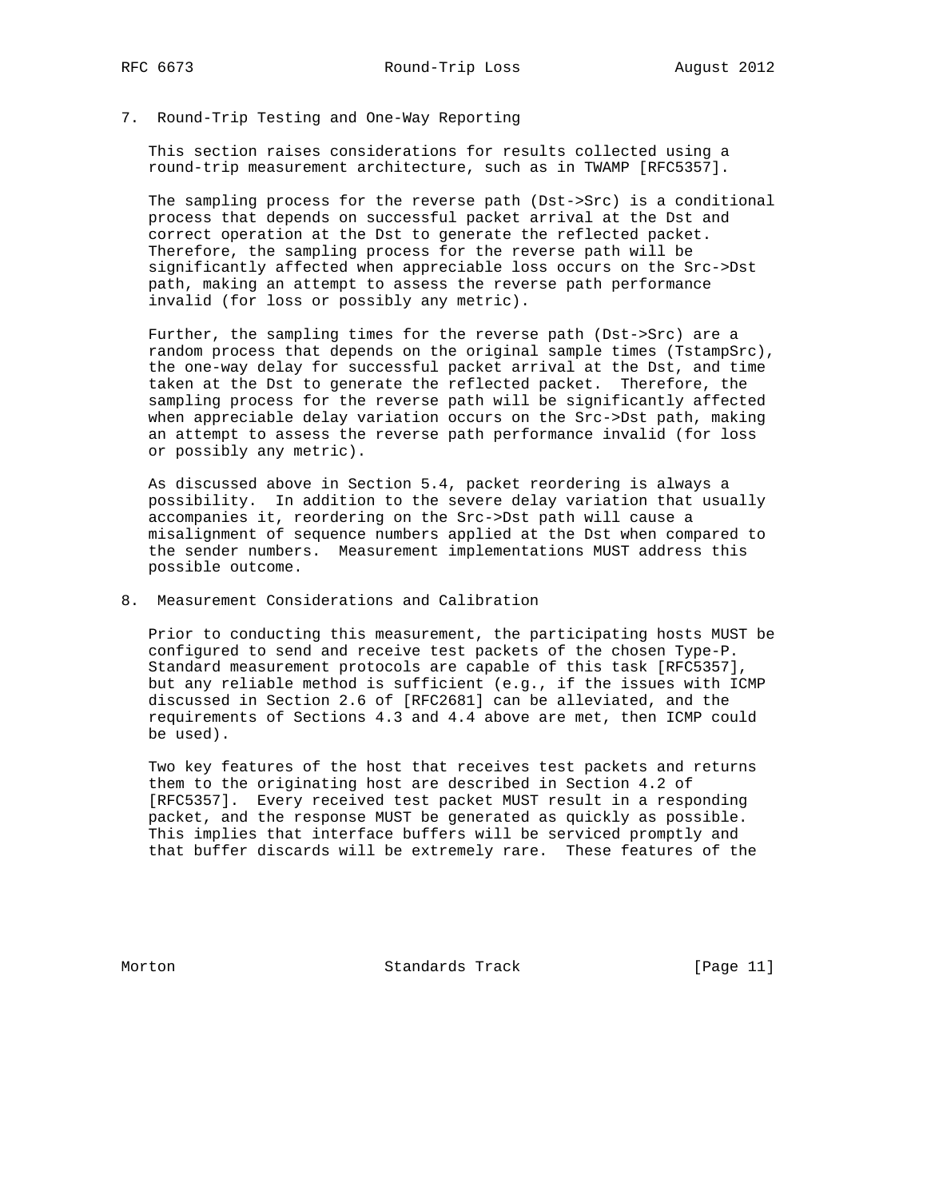## 7. Round-Trip Testing and One-Way Reporting

This section raises considerations for results collected using a round-trip measurement architecture, such as in TWAMP [RFC5357].

The sampling process for the reverse path (Dst->Src) is a conditional process that depends on successful packet arrival at the Dst and correct operation at the Dst to generate the reflected packet. Therefore, the sampling process for the reverse path will be significantly affected when appreciable loss occurs on the Src->Dst path, making an attempt to assess the reverse path performance invalid (for loss or possibly any metric).

Further, the sampling times for the reverse path (Dst->Src) are a random process that depends on the original sample times (TstampSrc), the one-way delay for successful packet arrival at the Dst, and time taken at the Dst to generate the reflected packet. Therefore, the sampling process for the reverse path will be significantly affected when appreciable delay variation occurs on the Src->Dst path, making an attempt to assess the reverse path performance invalid (for loss or possibly any metric).

As discussed above in Section 5.4, packet reordering is always a possibility. In addition to the severe delay variation that usually accompanies it, reordering on the Src->Dst path will cause a misalignment of sequence numbers applied at the Dst when compared to the sender numbers. Measurement implementations MUST address this possible outcome.

## 8. Measurement Considerations and Calibration

Prior to conducting this measurement, the participating hosts MUST be configured to send and receive test packets of the chosen Type-P. Standard measurement protocols are capable of this task [RFC5357], but any reliable method is sufficient (e.g., if the issues with ICMP discussed in Section 2.6 of [RFC2681] can be alleviated, and the requirements of Sections 4.3 and 4.4 above are met, then ICMP could be used).

Two key features of the host that receives test packets and returns them to the originating host are described in Section 4.2 of [RFC5357]. Every received test packet MUST result in a responding packet, and the response MUST be generated as quickly as possible. This implies that interface buffers will be serviced promptly and that buffer discards will be extremely rare. These features of the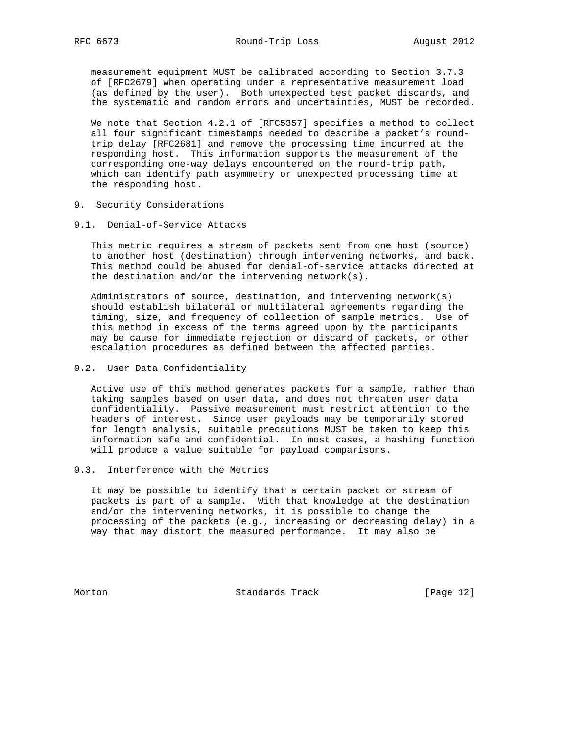measurement equipment MUST be calibrated according to Section 3.7.3 of [RFC2679] when operating under a representative measurement load (as defined by the user). Both unexpected test packet discards, and the systematic and random errors and uncertainties, MUST be recorded.

We note that Section 4.2.1 of [RFC5357] specifies a method to collect all four significant timestamps needed to describe a packet's round-trip delay [RFC2681] and remove the processing time incurred at the responding host. This information supports the measurement of the corresponding one-way delays encountered on the round-trip path, which can identify path asymmetry or unexpected processing time at the responding host.

## 9. Security Considerations

### 9.1. Denial-of-Service Attacks

This metric requires a stream of packets sent from one host (source) to another host (destination) through intervening networks, and back. This method could be abused for denial-of-service attacks directed at the destination and/or the intervening network(s).

Administrators of source, destination, and intervening network(s) should establish bilateral or multilateral agreements regarding the timing, size, and frequency of collection of sample metrics. Use of this method in excess of the terms agreed upon by the participants may be cause for immediate rejection or discard of packets, or other escalation procedures as defined between the affected parties.

### 9.2. User Data Confidentiality

Active use of this method generates packets for a sample, rather than taking samples based on user data, and does not threaten user data confidentiality. Passive measurement must restrict attention to the headers of interest. Since user payloads may be temporarily stored for length analysis, suitable precautions MUST be taken to keep this information safe and confidential. In most cases, a hashing function will produce a value suitable for payload comparisons.

### 9.3. Interference with the Metrics

It may be possible to identify that a certain packet or stream of packets is part of a sample. With that knowledge at the destination and/or the intervening networks, it is possible to change the processing of the packets (e.g., increasing or decreasing delay) in a way that may distort the measured performance. It may also be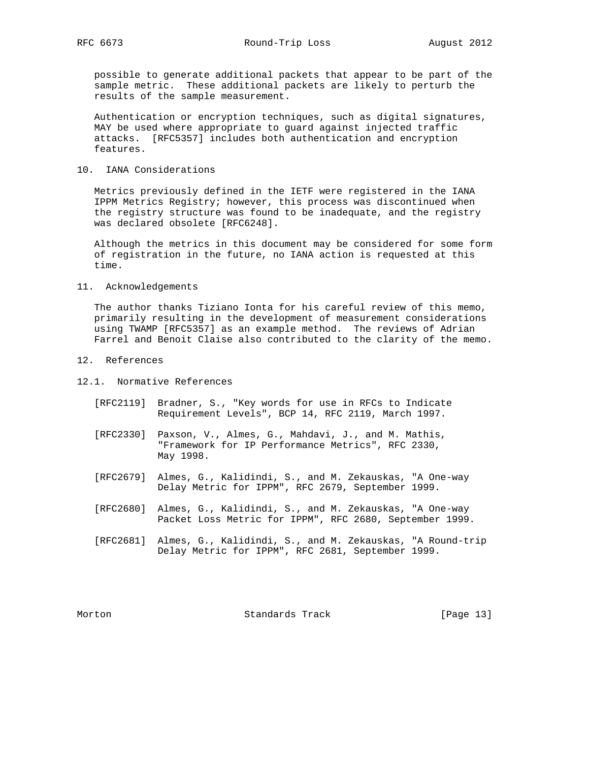possible to generate additional packets that appear to be part of the sample metric. These additional packets are likely to perturb the results of the sample measurement.

Authentication or encryption techniques, such as digital signatures, MAY be used where appropriate to guard against injected traffic attacks. [RFC5357] includes both authentication and encryption features.

## 10. IANA Considerations

Metrics previously defined in the IETF were registered in the IANA IPPM Metrics Registry; however, this process was discontinued when the registry structure was found to be inadequate, and the registry was declared obsolete [RFC6248].

Although the metrics in this document may be considered for some form of registration in the future, no IANA action is requested at this time.

## 11. Acknowledgements

The author thanks Tiziano Ionta for his careful review of this memo, primarily resulting in the development of measurement considerations using TWAMP [RFC5357] as an example method. The reviews of Adrian Farrel and Benoit Claise also contributed to the clarity of the memo.

## 12. References

### 12.1. Normative References

[RFC2119] Bradner, S., "Key words for use in RFCs to Indicate Requirement Levels", BCP 14, RFC 2119, March 1997.

[RFC2330] Paxson, V., Almes, G., Mahdavi, J., and M. Mathis, "Framework for IP Performance Metrics", RFC 2330, May 1998.

[RFC2679] Almes, G., Kalidindi, S., and M. Zekauskas, "A One-way Delay Metric for IPPM", RFC 2679, September 1999.

[RFC2680] Almes, G., Kalidindi, S., and M. Zekauskas, "A One-way Packet Loss Metric for IPPM", RFC 2680, September 1999.

[RFC2681] Almes, G., Kalidindi, S., and M. Zekauskas, "A Round-trip Delay Metric for IPPM", RFC 2681, September 1999.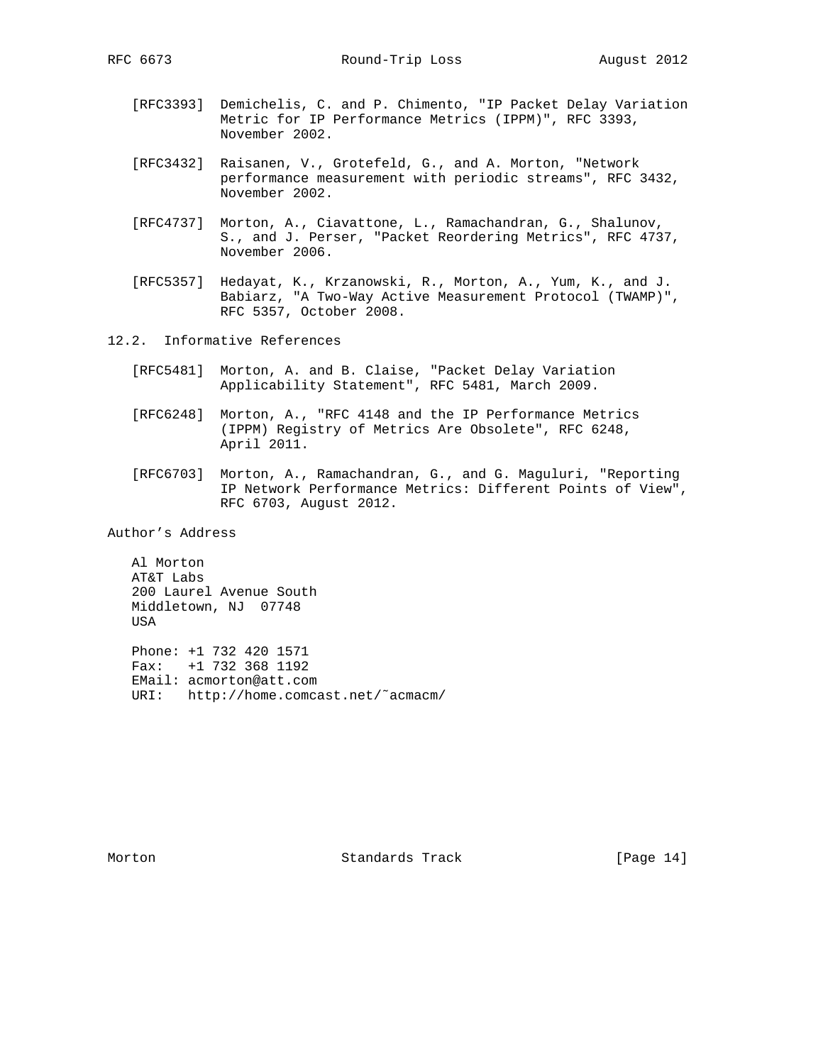[RFC3393] Demichelis, C. and P. Chimento, "IP Packet Delay Variation Metric for IP Performance Metrics (IPPM)", RFC 3393, November 2002.

[RFC3432] Raisanen, V., Grotefeld, G., and A. Morton, "Network performance measurement with periodic streams", RFC 3432, November 2002.

[RFC4737] Morton, A., Ciavattone, L., Ramachandran, G., Shalunov, S., and J. Perser, "Packet Reordering Metrics", RFC 4737, November 2006.

[RFC5357] Hedayat, K., Krzanowski, R., Morton, A., Yum, K., and J. Babiarz, "A Two-Way Active Measurement Protocol (TWAMP)", RFC 5357, October 2008.

## 12.2. Informative References

[RFC5481] Morton, A. and B. Claise, "Packet Delay Variation Applicability Statement", RFC 5481, March 2009.

[RFC6248] Morton, A., "RFC 4148 and the IP Performance Metrics (IPPM) Registry of Metrics Are Obsolete", RFC 6248, April 2011.

[RFC6703] Morton, A., Ramachandran, G., and G. Maguluri, "Reporting IP Network Performance Metrics: Different Points of View", RFC 6703, August 2012.

## Author's Address

Al Morton
AT&T Labs
200 Laurel Avenue South
Middletown, NJ 07748
USA

Phone: +1 732 420 1571
Fax: +1 732 368 1192
EMail: acmorton@att.com
URI: http://home.comcast.net/~acmacm/